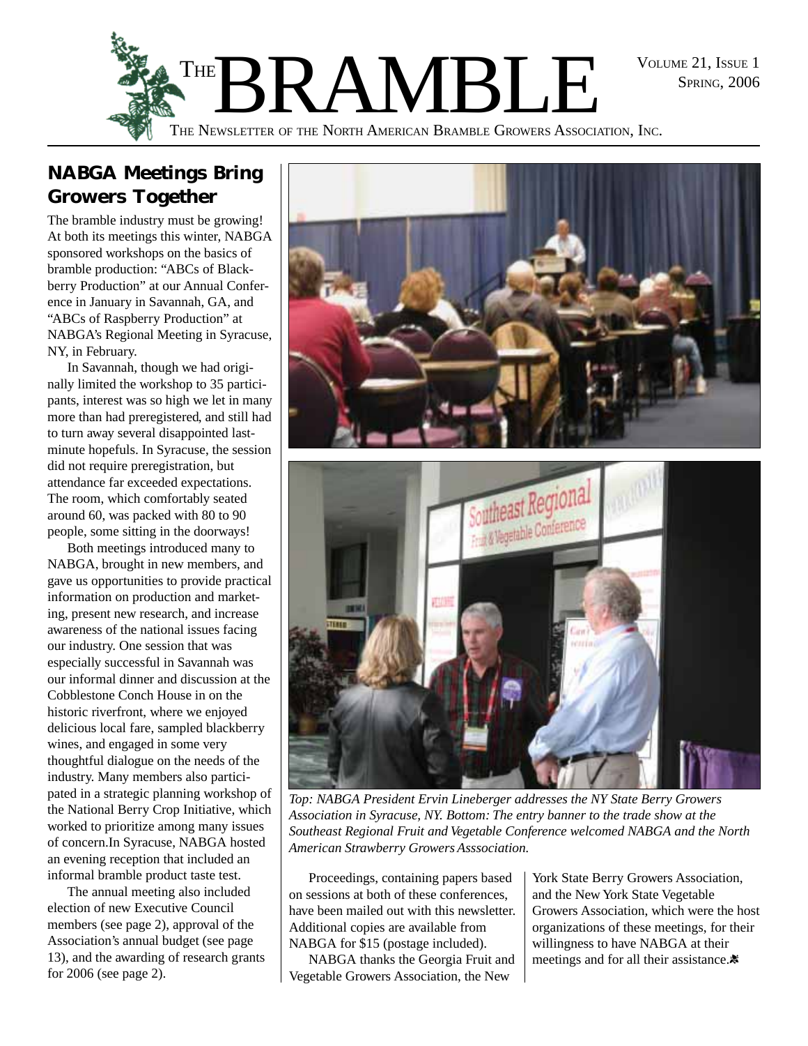# THE BRAMBLE

THE NEWSLETTER OF THE NORTH AMERICAN BRAMBLE GROWERS ASSOCIATION, INC.

## NABGA Meetings Bring Growers Together

The bramble industry must be growing! At both its meetings this winter, NABGA sponsored workshops on the basics of bramble production: "ABCs of Blackberry Production" at our Annual Conference in January in Savannah, GA, and "ABCs of Raspberry Production" at NABGA's Regional Meeting in Syracuse, NY, in February.

In Savannah, though we had originally limited the workshop to 35 participants, interest was so high we let in many more than had preregistered, and still had to turn away several disappointed last-minute hopefuls. In Syracuse, the session did not require preregistration, but attendance far exceeded expectations. The room, which comfortably seated around 60, was packed with 80 to 90 people, some sitting in the doorways!

Both meetings introduced many to NABGA, brought in new members, and gave us opportunities to provide practical information on production and marketing, present new research, and increase awareness of the national issues facing our industry. One session that was especially successful in Savannah was our informal dinner and discussion at the Cobblestone Conch House in on the historic riverfront, where we enjoyed delicious local fare, sampled blackberry wines, and engaged in some very thoughtful dialogue on the needs of the industry. Many members also participated in a strategic planning workshop of the National Berry Crop Initiative, which worked to prioritize among many issues of concern.In Syracuse, NABGA hosted an evening reception that included an informal bramble product taste test.

The annual meeting also included election of new Executive Council members (see page 2), approval of the Association's annual budget (see page 13), and the awarding of research grants for 2006 (see page 2).

*Top: NABGA President Ervin Lineberger addresses the NY State Berry Growers Association in Syracuse, NY. Bottom: The entry banner to the trade show at the Southeast Regional Fruit and Vegetable Conference welcomed NABGA and the North American Strawberry Growers Asssociation.*

Proceedings, containing papers based on sessions at both of these conferences, have been mailed out with this newsletter. Additional copies are available from NABGA for $15 (postage included).

NABGA thanks the Georgia Fruit and Vegetable Growers Association, the New York State Berry Growers Association, and the New York State Vegetable Growers Association, which were the host organizations of these meetings, for their willingness to have NABGA at their meetings and for all their assistance.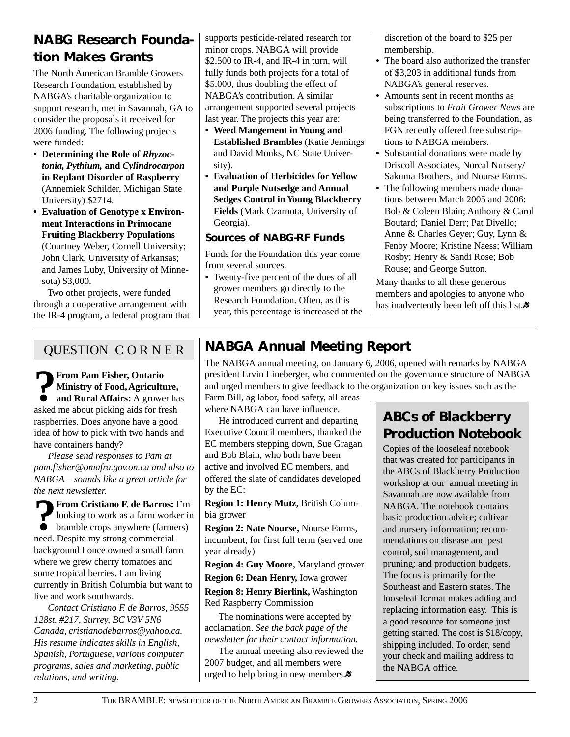## NABG Research Foundation Makes Grants

The North American Bramble Growers Research Foundation, established by NABGA's charitable organization to support research, met in Savannah, GA to consider the proposals it received for 2006 funding. The following projects were funded:

- **Determining the Role of *Rhyzoctonia, Pythium,* and *Cylindrocarpon* in Replant Disorder of Raspberry** (Annemiek Schilder, Michigan State University) $2714.
- **Evaluation of Genotype x Environment Interactions in Primocane Fruiting Blackberry Populations** (Courtney Weber, Cornell University; John Clark, University of Arkansas; and James Luby, University of Minnesota) $3,000.

Two other projects, were funded through a cooperative arrangement with the IR-4 program, a federal program that supports pesticide-related research for minor crops. NABGA will provide $2,500 to IR-4, and IR-4 in turn, will fully funds both projects for a total of $5,000, thus doubling the effect of NABGA's contribution. A similar arrangement supported several projects last year. The projects this year are:

- **Weed Mangement in Young and Established Brambles** (Katie Jennings and David Monks, NC State University).
- **Evaluation of Herbicides for Yellow and Purple Nutsedge and Annual Sedges Control in Young Blackberry Fields** (Mark Czarnota, University of Georgia).

### Sources of NABG-RF Funds

Funds for the Foundation this year come from several sources.

- Twenty-five percent of the dues of all grower members go directly to the Research Foundation. Often, as this year, this percentage is increased at the discretion of the board to $25 per membership.
- The board also authorized the transfer of $3,203 in additional funds from NABGA's general reserves.
- Amounts sent in recent months as subscriptions to *Fruit Grower News* are being transferred to the Foundation, as FGN recently offered free subscriptions to NABGA members.
- Substantial donations were made by Driscoll Associates, Norcal Nursery/ Sakuma Brothers, and Nourse Farms.
- The following members made donations between March 2005 and 2006: Bob & Coleen Blain; Anthony & Carol Boutard; Daniel Derr; Pat Divello; Anne & Charles Geyer; Guy, Lynn & Fenby Moore; Kristine Naess; William Rosby; Henry & Sandi Rose; Bob Rouse; and George Sutton.

Many thanks to all these generous members and apologies to anyone who has inadvertently been left off this list.

## QUESTION CORNER

**From Pam Fisher, Ontario Ministry of Food, Agriculture, and Rural Affairs:** A grower has asked me about picking aids for fresh raspberries. Does anyone have a good idea of how to pick with two hands and have containers handy?

*Please send responses to Pam at pam.fisher@omafra.gov.on.ca and also to NABGA – sounds like a great article for the next newsletter.*

**From Cristiano F. de Barros:** I'm looking to work as a farm worker in bramble crops anywhere (farmers) need. Despite my strong commercial background I once owned a small farm where we grew cherry tomatoes and some tropical berries. I am living currently in British Columbia but want to live and work southwards.

*Contact Cristiano F. de Barros, 9555 128st. #217, Surrey, BC V3V 5N6 Canada, cristianodebarros@yahoo.ca. His resume indicates skills in English, Spanish, Portuguese, various computer programs, sales and marketing, public relations, and writing.*

## NABGA Annual Meeting Report

The NABGA annual meeting, on January 6, 2006, opened with remarks by NABGA president Ervin Lineberger, who commented on the governance structure of NABGA and urged members to give feedback to the organization on key issues such as the Farm Bill, ag labor, food safety, all areas where NABGA can have influence.

He introduced current and departing Executive Council members, thanked the EC members stepping down, Sue Gragan and Bob Blain, who both have been active and involved EC members, and offered the slate of candidates developed by the EC:

**Region 1: Henry Mutz,** British Columbia grower

**Region 2: Nate Nourse,** Nourse Farms, incumbent, for first full term (served one year already)

**Region 4: Guy Moore,** Maryland grower

**Region 6: Dean Henry,** Iowa grower

**Region 8: Henry Bierlink,** Washington Red Raspberry Commission

The nominations were accepted by acclamation. *See the back page of the newsletter for their contact information.*

The annual meeting also reviewed the 2007 budget, and all members were urged to help bring in new members.

### ABCs of Blackberry Production Notebook

Copies of the looseleaf notebook that was created for participants in the ABCs of Blackberry Production workshop at our annual meeting in Savannah are now available from NABGA. The notebook contains basic production advice; cultivar and nursery information; recommendations on disease and pest control, soil management, and pruning; and production budgets. The focus is primarily for the Southeast and Eastern states. The looseleaf format makes adding and replacing information easy. This is a good resource for someone just getting started. The cost is $18/copy, shipping included. To order, send your check and mailing address to the NABGA office.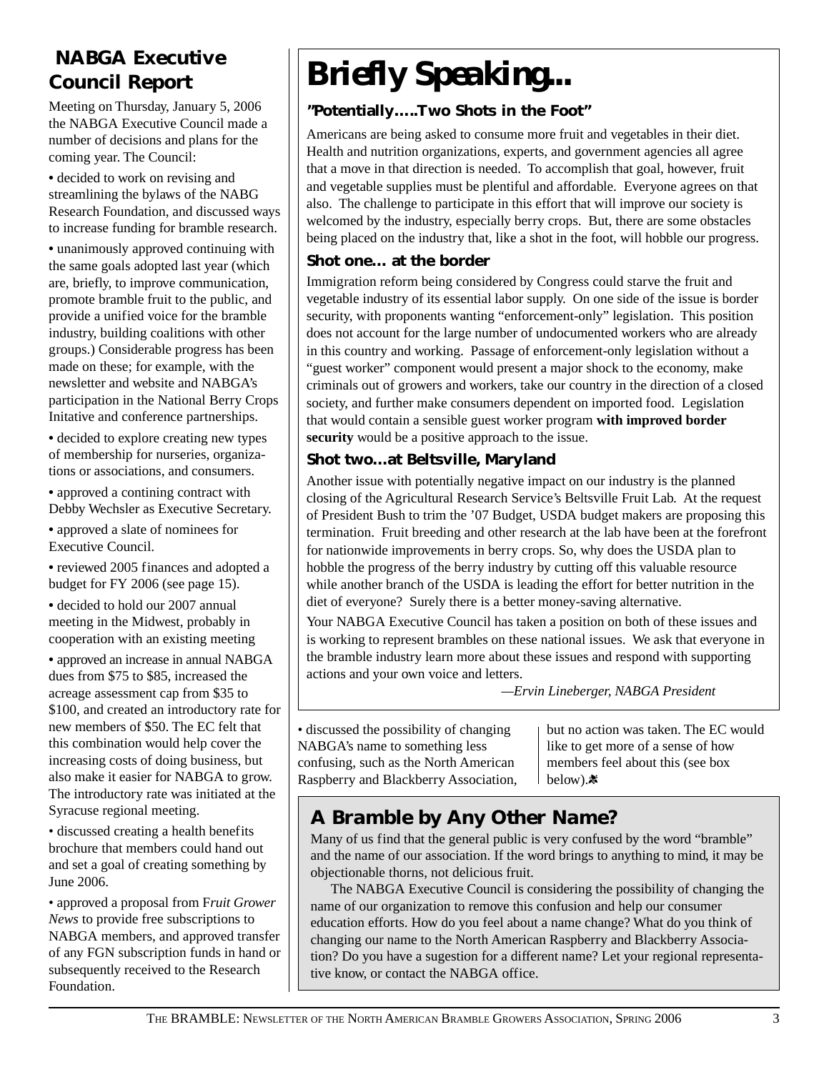## NABGA Executive Council Report

Meeting on Thursday, January 5, 2006 the NABGA Executive Council made a number of decisions and plans for the coming year. The Council:

• decided to work on revising and streamlining the bylaws of the NABG Research Foundation, and discussed ways to increase funding for bramble research.

• unanimously approved continuing with the same goals adopted last year (which are, briefly, to improve communication, promote bramble fruit to the public, and provide a unified voice for the bramble industry, building coalitions with other groups.) Considerable progress has been made on these; for example, with the newsletter and website and NABGA's participation in the National Berry Crops Initative and conference partnerships.

• decided to explore creating new types of membership for nurseries, organizations or associations, and consumers.

• approved a contining contract with Debby Wechsler as Executive Secretary.

• approved a slate of nominees for Executive Council.

• reviewed 2005 finances and adopted a budget for FY 2006 (see page 15).

• decided to hold our 2007 annual meeting in the Midwest, probably in cooperation with an existing meeting

• approved an increase in annual NABGA dues from $75 to $85, increased the acreage assessment cap from $35 to $100, and created an introductory rate for new members of $50. The EC felt that this combination would help cover the increasing costs of doing business, but also make it easier for NABGA to grow. The introductory rate was initiated at the Syracuse regional meeting.

• discussed creating a health benefits brochure that members could hand out and set a goal of creating something by June 2006.

• approved a proposal from F*ruit Grower News* to provide free subscriptions to NABGA members, and approved transfer of any FGN subscription funds in hand or subsequently received to the Research Foundation.

• discussed the possibility of changing NABGA's name to something less confusing, such as the North American Raspberry and Blackberry Association, but no action was taken. The EC would like to get more of a sense of how members feel about this (see box below).

# Briefly Speaking...

### "Potentially.....Two Shots in the Foot"

Americans are being asked to consume more fruit and vegetables in their diet. Health and nutrition organizations, experts, and government agencies all agree that a move in that direction is needed. To accomplish that goal, however, fruit and vegetable supplies must be plentiful and affordable. Everyone agrees on that also. The challenge to participate in this effort that will improve our society is welcomed by the industry, especially berry crops. But, there are some obstacles being placed on the industry that, like a shot in the foot, will hobble our progress.

### Shot one… at the border

Immigration reform being considered by Congress could starve the fruit and vegetable industry of its essential labor supply. On one side of the issue is border security, with proponents wanting "enforcement-only" legislation. This position does not account for the large number of undocumented workers who are already in this country and working. Passage of enforcement-only legislation without a "guest worker" component would present a major shock to the economy, make criminals out of growers and workers, take our country in the direction of a closed society, and further make consumers dependent on imported food. Legislation that would contain a sensible guest worker program **with improved border security** would be a positive approach to the issue.

### Shot two…at Beltsville, Maryland

Another issue with potentially negative impact on our industry is the planned closing of the Agricultural Research Service's Beltsville Fruit Lab. At the request of President Bush to trim the '07 Budget, USDA budget makers are proposing this termination. Fruit breeding and other research at the lab have been at the forefront for nationwide improvements in berry crops. So, why does the USDA plan to hobble the progress of the berry industry by cutting off this valuable resource while another branch of the USDA is leading the effort for better nutrition in the diet of everyone? Surely there is a better money-saving alternative.

Your NABGA Executive Council has taken a position on both of these issues and is working to represent brambles on these national issues. We ask that everyone in the bramble industry learn more about these issues and respond with supporting actions and your own voice and letters.

*—Ervin Lineberger, NABGA President*

## A Bramble by Any Other Name?

Many of us find that the general public is very confused by the word "bramble" and the name of our association. If the word brings to anything to mind, it may be objectionable thorns, not delicious fruit.

The NABGA Executive Council is considering the possibility of changing the name of our organization to remove this confusion and help our consumer education efforts. How do you feel about a name change? What do you think of changing our name to the North American Raspberry and Blackberry Association? Do you have a sugestion for a different name? Let your regional representative know, or contact the NABGA office.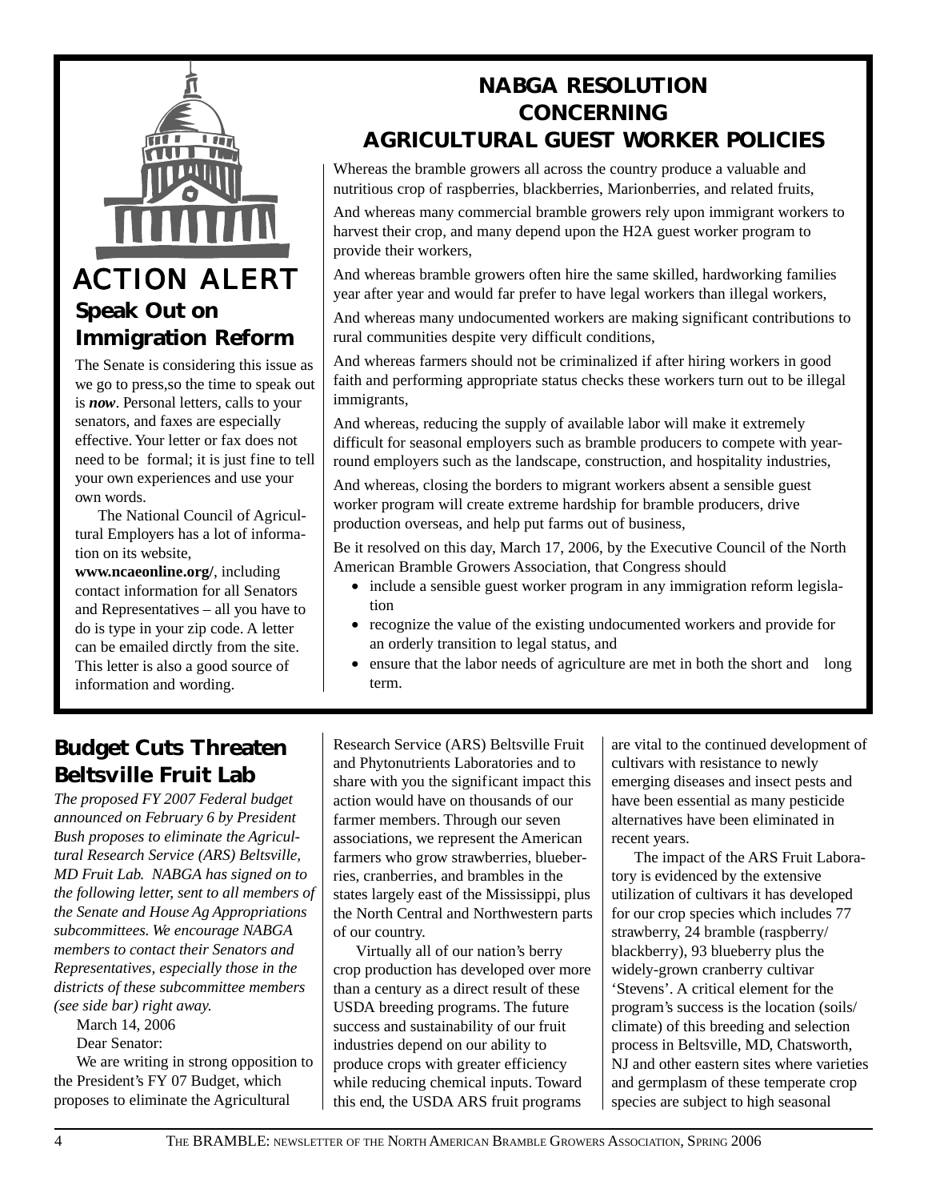## ACTION ALERT

### Speak Out on Immigration Reform

The Senate is considering this issue as we go to press,so the time to speak out is ***now***. Personal letters, calls to your senators, and faxes are especially effective. Your letter or fax does not need to be formal; it is just fine to tell your own experiences and use your own words.

The National Council of Agricultural Employers has a lot of information on its website, **www.ncaeonline.org/**, including contact information for all Senators and Representatives – all you have to do is type in your zip code. A letter can be emailed dirctly from the site. This letter is also a good source of information and wording.

## NABGA RESOLUTION CONCERNING AGRICULTURAL GUEST WORKER POLICIES

Whereas the bramble growers all across the country produce a valuable and nutritious crop of raspberries, blackberries, Marionberries, and related fruits,

And whereas many commercial bramble growers rely upon immigrant workers to harvest their crop, and many depend upon the H2A guest worker program to provide their workers,

And whereas bramble growers often hire the same skilled, hardworking families year after year and would far prefer to have legal workers than illegal workers,

And whereas many undocumented workers are making significant contributions to rural communities despite very difficult conditions,

And whereas farmers should not be criminalized if after hiring workers in good faith and performing appropriate status checks these workers turn out to be illegal immigrants,

And whereas, reducing the supply of available labor will make it extremely difficult for seasonal employers such as bramble producers to compete with year-round employers such as the landscape, construction, and hospitality industries,

And whereas, closing the borders to migrant workers absent a sensible guest worker program will create extreme hardship for bramble producers, drive production overseas, and help put farms out of business,

Be it resolved on this day, March 17, 2006, by the Executive Council of the North American Bramble Growers Association, that Congress should

- include a sensible guest worker program in any immigration reform legislation
- recognize the value of the existing undocumented workers and provide for an orderly transition to legal status, and
- ensure that the labor needs of agriculture are met in both the short and long term.

## Budget Cuts Threaten Beltsville Fruit Lab

*The proposed FY 2007 Federal budget announced on February 6 by President Bush proposes to eliminate the Agricultural Research Service (ARS) Beltsville, MD Fruit Lab. NABGA has signed on to the following letter, sent to all members of the Senate and House Ag Appropriations subcommittees. We encourage NABGA members to contact their Senators and Representatives, especially those in the districts of these subcommittee members (see side bar) right away.*

March 14, 2006

Dear Senator:

We are writing in strong opposition to the President's FY 07 Budget, which proposes to eliminate the Agricultural Research Service (ARS) Beltsville Fruit and Phytonutrients Laboratories and to share with you the significant impact this action would have on thousands of our farmer members. Through our seven associations, we represent the American farmers who grow strawberries, blueberries, cranberries, and brambles in the states largely east of the Mississippi, plus the North Central and Northwestern parts of our country.

Virtually all of our nation's berry crop production has developed over more than a century as a direct result of these USDA breeding programs. The future success and sustainability of our fruit industries depend on our ability to produce crops with greater efficiency while reducing chemical inputs. Toward this end, the USDA ARS fruit programs are vital to the continued development of cultivars with resistance to newly emerging diseases and insect pests and have been essential as many pesticide alternatives have been eliminated in recent years.

The impact of the ARS Fruit Laboratory is evidenced by the extensive utilization of cultivars it has developed for our crop species which includes 77 strawberry, 24 bramble (raspberry/blackberry), 93 blueberry plus the widely-grown cranberry cultivar 'Stevens'. A critical element for the program's success is the location (soils/climate) of this breeding and selection process in Beltsville, MD, Chatsworth, NJ and other eastern sites where varieties and germplasm of these temperate crop species are subject to high seasonal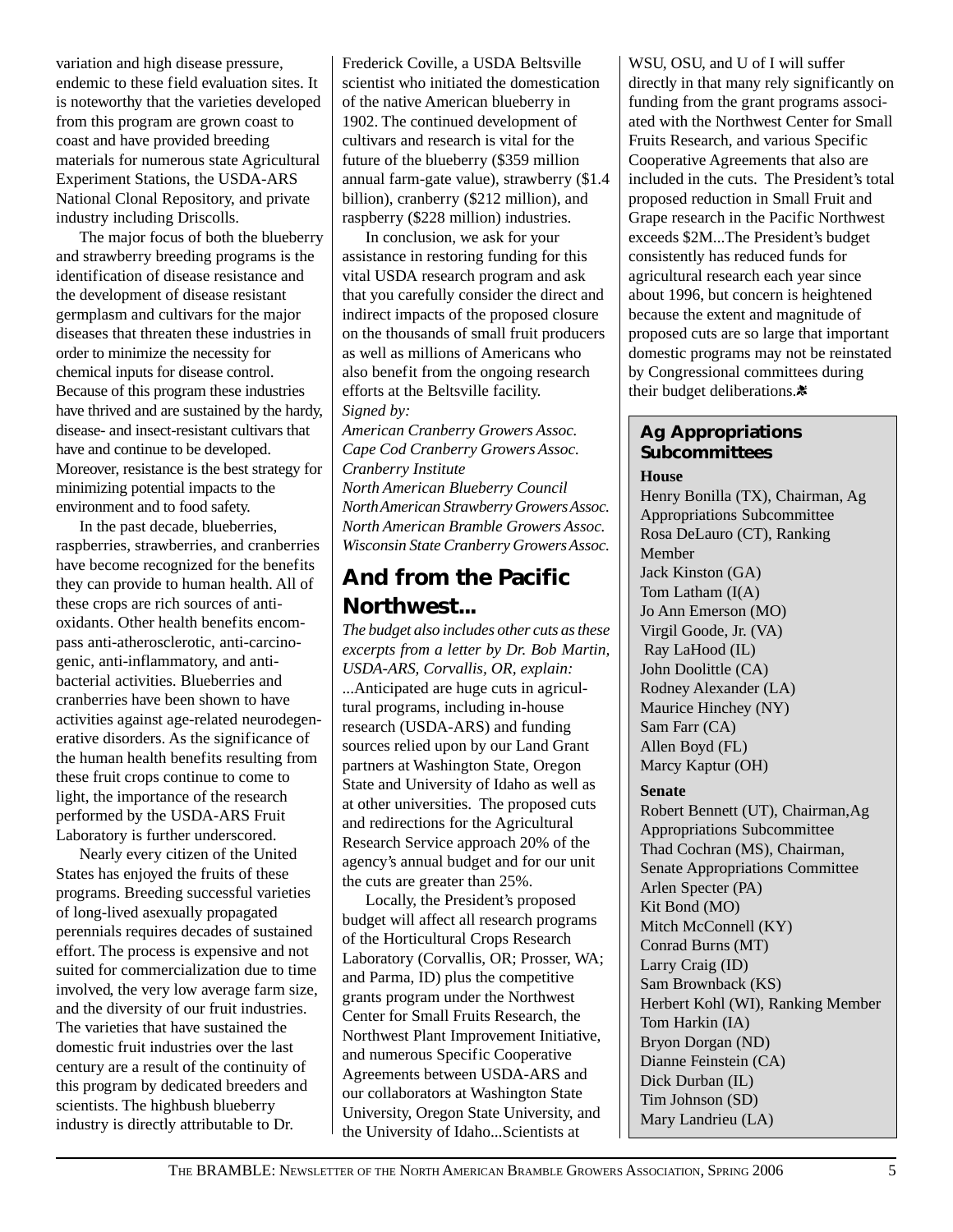variation and high disease pressure, endemic to these field evaluation sites. It is noteworthy that the varieties developed from this program are grown coast to coast and have provided breeding materials for numerous state Agricultural Experiment Stations, the USDA-ARS National Clonal Repository, and private industry including Driscolls.

The major focus of both the blueberry and strawberry breeding programs is the identification of disease resistance and the development of disease resistant germplasm and cultivars for the major diseases that threaten these industries in order to minimize the necessity for chemical inputs for disease control. Because of this program these industries have thrived and are sustained by the hardy, disease- and insect-resistant cultivars that have and continue to be developed. Moreover, resistance is the best strategy for minimizing potential impacts to the environment and to food safety.

In the past decade, blueberries, raspberries, strawberries, and cranberries have become recognized for the benefits they can provide to human health. All of these crops are rich sources of antioxidants. Other health benefits encompass anti-atherosclerotic, anti-carcinogenic, anti-inflammatory, and antibacterial activities. Blueberries and cranberries have been shown to have activities against age-related neurodegenerative disorders. As the significance of the human health benefits resulting from these fruit crops continue to come to light, the importance of the research performed by the USDA-ARS Fruit Laboratory is further underscored.

Nearly every citizen of the United States has enjoyed the fruits of these programs. Breeding successful varieties of long-lived asexually propagated perennials requires decades of sustained effort. The process is expensive and not suited for commercialization due to time involved, the very low average farm size, and the diversity of our fruit industries. The varieties that have sustained the domestic fruit industries over the last century are a result of the continuity of this program by dedicated breeders and scientists. The highbush blueberry industry is directly attributable to Dr. Frederick Coville, a USDA Beltsville scientist who initiated the domestication of the native American blueberry in 1902. The continued development of cultivars and research is vital for the future of the blueberry ($359 million annual farm-gate value), strawberry ($1.4 billion), cranberry ($212 million), and raspberry ($228 million) industries.

In conclusion, we ask for your assistance in restoring funding for this vital USDA research program and ask that you carefully consider the direct and indirect impacts of the proposed closure on the thousands of small fruit producers as well as millions of Americans who also benefit from the ongoing research efforts at the Beltsville facility.

*Signed by:*
*American Cranberry Growers Assoc.*
*Cape Cod Cranberry Growers Assoc.*
*Cranberry Institute*
*North American Blueberry Council*
*North American Strawberry Growers Assoc.*
*North American Bramble Growers Assoc.*
*Wisconsin State Cranberry Growers Assoc.*

## And from the Pacific Northwest...

*The budget also includes other cuts as these excerpts from a letter by Dr. Bob Martin, USDA-ARS, Corvallis, OR, explain:*

...Anticipated are huge cuts in agricultural programs, including in-house research (USDA-ARS) and funding sources relied upon by our Land Grant partners at Washington State, Oregon State and University of Idaho as well as at other universities. The proposed cuts and redirections for the Agricultural Research Service approach 20% of the agency's annual budget and for our unit the cuts are greater than 25%.

Locally, the President's proposed budget will affect all research programs of the Horticultural Crops Research Laboratory (Corvallis, OR; Prosser, WA; and Parma, ID) plus the competitive grants program under the Northwest Center for Small Fruits Research, the Northwest Plant Improvement Initiative, and numerous Specific Cooperative Agreements between USDA-ARS and our collaborators at Washington State University, Oregon State University, and the University of Idaho...Scientists at WSU, OSU, and U of I will suffer directly in that many rely significantly on funding from the grant programs associated with the Northwest Center for Small Fruits Research, and various Specific Cooperative Agreements that also are included in the cuts. The President's total proposed reduction in Small Fruit and Grape research in the Pacific Northwest exceeds $2M...The President's budget consistently has reduced funds for agricultural research each year since about 1996, but concern is heightened because the extent and magnitude of proposed cuts are so large that important domestic programs may not be reinstated by Congressional committees during their budget deliberations.

### Ag Appropriations Subcommittees

**House**

Henry Bonilla (TX), Chairman, Ag Appropriations Subcommittee
Rosa DeLauro (CT), Ranking Member
Jack Kinston (GA)
Tom Latham (I(A)
Jo Ann Emerson (MO)
Virgil Goode, Jr. (VA)
Ray LaHood (IL)
John Doolittle (CA)
Rodney Alexander (LA)
Maurice Hinchey (NY)
Sam Farr (CA)
Allen Boyd (FL)
Marcy Kaptur (OH)

**Senate**

Robert Bennett (UT), Chairman,Ag Appropriations Subcommittee
Thad Cochran (MS), Chairman, Senate Appropriations Committee
Arlen Specter (PA)
Kit Bond (MO)
Mitch McConnell (KY)
Conrad Burns (MT)
Larry Craig (ID)
Sam Brownback (KS)
Herbert Kohl (WI), Ranking Member
Tom Harkin (IA)
Bryon Dorgan (ND)
Dianne Feinstein (CA)
Dick Durban (IL)
Tim Johnson (SD)
Mary Landrieu (LA)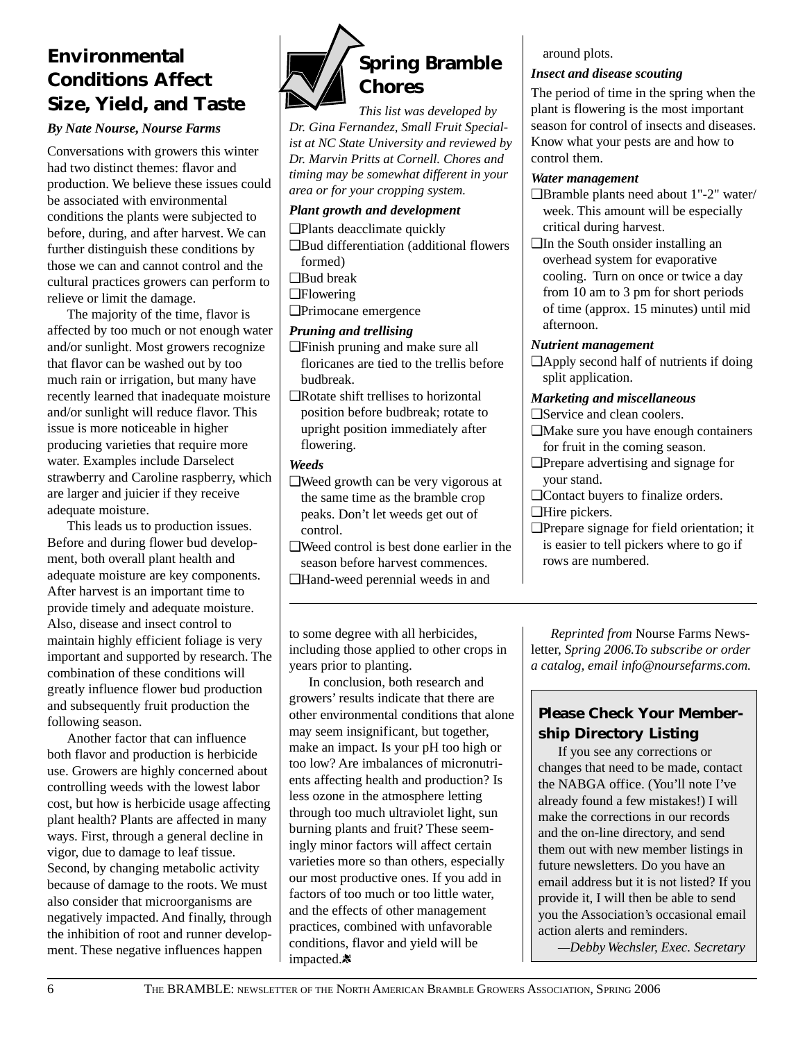## Environmental Conditions Affect Size, Yield, and Taste

*By Nate Nourse, Nourse Farms*

Conversations with growers this winter had two distinct themes: flavor and production. We believe these issues could be associated with environmental conditions the plants were subjected to before, during, and after harvest. We can further distinguish these conditions by those we can and cannot control and the cultural practices growers can perform to relieve or limit the damage.

The majority of the time, flavor is affected by too much or not enough water and/or sunlight. Most growers recognize that flavor can be washed out by too much rain or irrigation, but many have recently learned that inadequate moisture and/or sunlight will reduce flavor. This issue is more noticeable in higher producing varieties that require more water. Examples include Darselect strawberry and Caroline raspberry, which are larger and juicier if they receive adequate moisture.

This leads us to production issues. Before and during flower bud development, both overall plant health and adequate moisture are key components. After harvest is an important time to provide timely and adequate moisture. Also, disease and insect control to maintain highly efficient foliage is very important and supported by research. The combination of these conditions will greatly influence flower bud production and subsequently fruit production the following season.

Another factor that can influence both flavor and production is herbicide use. Growers are highly concerned about controlling weeds with the lowest labor cost, but how is herbicide usage affecting plant health? Plants are affected in many ways. First, through a general decline in vigor, due to damage to leaf tissue. Second, by changing metabolic activity because of damage to the roots. We must also consider that microorganisms are negatively impacted. And finally, through the inhibition of root and runner development. These negative influences happen to some degree with all herbicides, including those applied to other crops in years prior to planting.

In conclusion, both research and growers' results indicate that there are other environmental conditions that alone may seem insignificant, but together, make an impact. Is your pH too high or too low? Are imbalances of micronutrients affecting health and production? Is less ozone in the atmosphere letting through too much ultraviolet light, sun burning plants and fruit? These seemingly minor factors will affect certain varieties more so than others, especially our most productive ones. If you add in factors of too much or too little water, and the effects of other management practices, combined with unfavorable conditions, flavor and yield will be impacted.

*Reprinted from* Nourse Farms Newsletter, *Spring 2006.To subscribe or order a catalog, email info@noursefarms.com.*

## Spring Bramble Chores

*This list was developed by Dr. Gina Fernandez, Small Fruit Specialist at NC State University and reviewed by Dr. Marvin Pritts at Cornell. Chores and timing may be somewhat different in your area or for your cropping system.*

### *Plant growth and development*

- ❑Plants deacclimate quickly
- ❑Bud differentiation (additional flowers formed)
- ❑Bud break
- ❑Flowering
- ❑Primocane emergence

### *Pruning and trellising*

- ❑Finish pruning and make sure all floricanes are tied to the trellis before budbreak.
- ❑Rotate shift trellises to horizontal position before budbreak; rotate to upright position immediately after flowering.

### *Weeds*

- ❑Weed growth can be very vigorous at the same time as the bramble crop peaks. Don't let weeds get out of control.
- ❑Weed control is best done earlier in the season before harvest commences.
- ❑Hand-weed perennial weeds in and around plots.

### *Insect and disease scouting*

The period of time in the spring when the plant is flowering is the most important season for control of insects and diseases. Know what your pests are and how to control them.

### *Water management*

- ❑Bramble plants need about 1"-2" water/ week. This amount will be especially critical during harvest.
- ❑In the South onsider installing an overhead system for evaporative cooling. Turn on once or twice a day from 10 am to 3 pm for short periods of time (approx. 15 minutes) until mid afternoon.

### *Nutrient management*

- ❑Apply second half of nutrients if doing split application.

### *Marketing and miscellaneous*

- ❑Service and clean coolers.
- ❑Make sure you have enough containers for fruit in the coming season.
- ❑Prepare advertising and signage for your stand.
- ❑Contact buyers to finalize orders.
- ❑Hire pickers.
- ❑Prepare signage for field orientation; it is easier to tell pickers where to go if rows are numbered.

## Please Check Your Membership Directory Listing

If you see any corrections or changes that need to be made, contact the NABGA office. (You'll note I've already found a few mistakes!) I will make the corrections in our records and the on-line directory, and send them out with new member listings in future newsletters. Do you have an email address but it is not listed? If you provide it, I will then be able to send you the Association's occasional email action alerts and reminders.

*—Debby Wechsler, Exec. Secretary*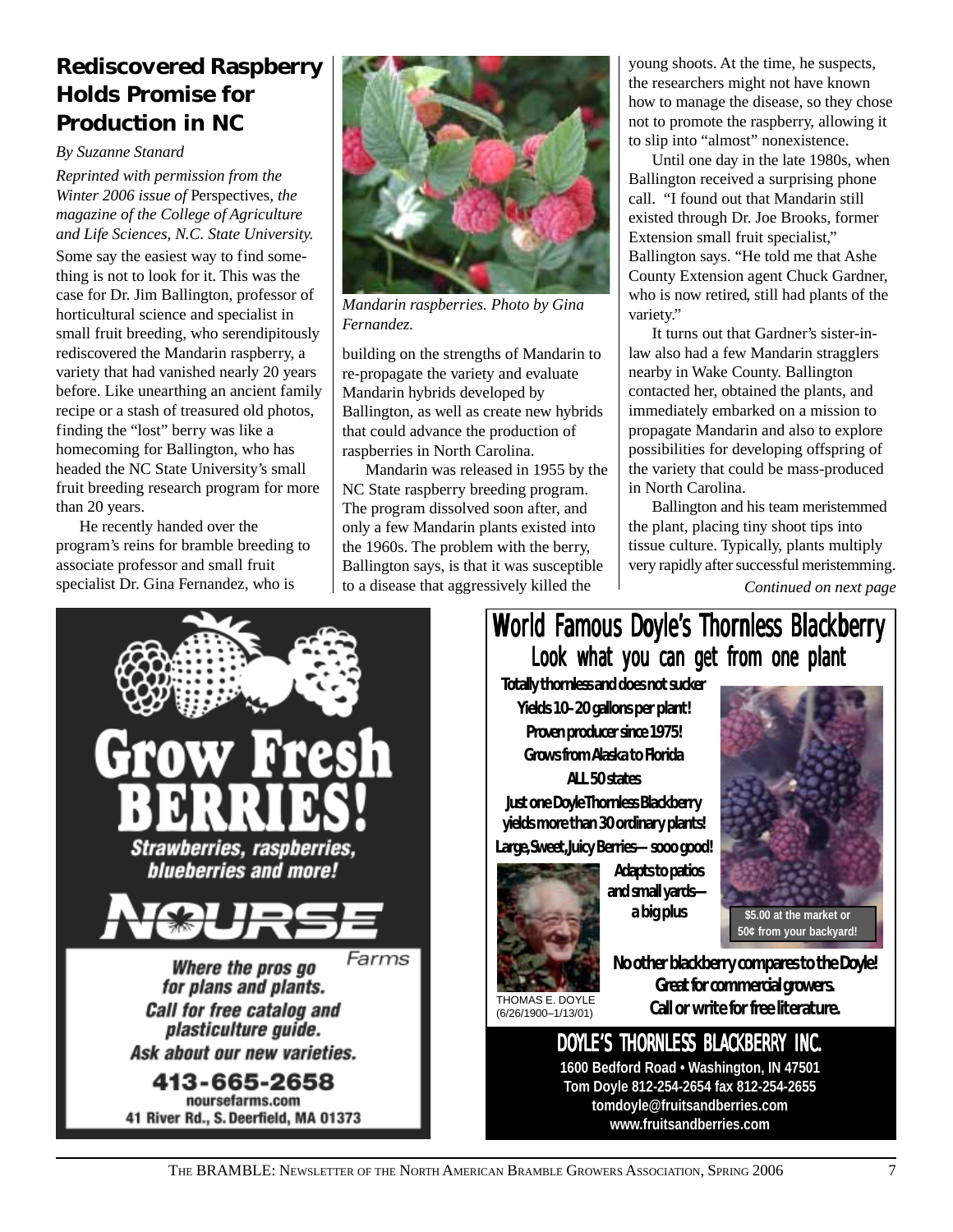## Rediscovered Raspberry Holds Promise for Production in NC

*By Suzanne Stanard*

*Reprinted with permission from the Winter 2006 issue of* Perspectives*, the magazine of the College of Agriculture and Life Sciences, N.C. State University.*

Some say the easiest way to find something is not to look for it. This was the case for Dr. Jim Ballington, professor of horticultural science and specialist in small fruit breeding, who serendipitously rediscovered the Mandarin raspberry, a variety that had vanished nearly 20 years before. Like unearthing an ancient family recipe or a stash of treasured old photos, finding the "lost" berry was like a homecoming for Ballington, who has headed the NC State University's small fruit breeding research program for more than 20 years.

He recently handed over the program's reins for bramble breeding to associate professor and small fruit specialist Dr. Gina Fernandez, who is building on the strengths of Mandarin to re-propagate the variety and evaluate Mandarin hybrids developed by Ballington, as well as create new hybrids that could advance the production of raspberries in North Carolina.

*Mandarin raspberries. Photo by Gina Fernandez.*

Mandarin was released in 1955 by the NC State raspberry breeding program. The program dissolved soon after, and only a few Mandarin plants existed into the 1960s. The problem with the berry, Ballington says, is that it was susceptible to a disease that aggressively killed the young shoots. At the time, he suspects, the researchers might not have known how to manage the disease, so they chose not to promote the raspberry, allowing it to slip into "almost" nonexistence.

Until one day in the late 1980s, when Ballington received a surprising phone call. "I found out that Mandarin still existed through Dr. Joe Brooks, former Extension small fruit specialist," Ballington says. "He told me that Ashe County Extension agent Chuck Gardner, who is now retired, still had plants of the variety."

It turns out that Gardner's sister-in-law also had a few Mandarin stragglers nearby in Wake County. Ballington contacted her, obtained the plants, and immediately embarked on a mission to propagate Mandarin and also to explore possibilities for developing offspring of the variety that could be mass-produced in North Carolina.

Ballington and his team meristemmed the plant, placing tiny shoot tips into tissue culture. Typically, plants multiply very rapidly after successful meristemming.

*Continued on next page*

---

**Grow Fresh BERRIES!**

**Strawberries, raspberries, blueberries and more!**

**NOURSE Farms**

**Where the pros go for plans and plants.**
**Call for free catalog and plasticulture guide.**
**Ask about our new varieties.**

**413-665-2658**
noursefarms.com
41 River Rd., S. Deerfield, MA 01373

---

**World Famous Doyle's Thornless Blackberry**

**Look what you can get from one plant**

**Totally thornless and does not sucker**
**Yields 10-20 gallons per plant!**
**Proven producer since 1975!**
**Grows from Alaska to Florida**
**ALL 50 states**
**Just one Doyle Thornless Blackberry yields more than 30 ordinary plants!**
**Large, Sweet, Juicy Berries— sooo good!**
**Adapts to patios and small yards— a big plus**

$5.00 at the market or 50¢ from your backyard!

THOMAS E. DOYLE (6/26/1900–1/13/01)

**No other blackberry compares to the Doyle!**
**Great for commercial growers.**
**Call or write for free literature.**

**DOYLE'S THORNLESS BLACKBERRY INC.**
1600 Bedford Road • Washington, IN 47501
Tom Doyle 812-254-2654 fax 812-254-2655
tomdoyle@fruitsandberries.com
www.fruitsandberries.com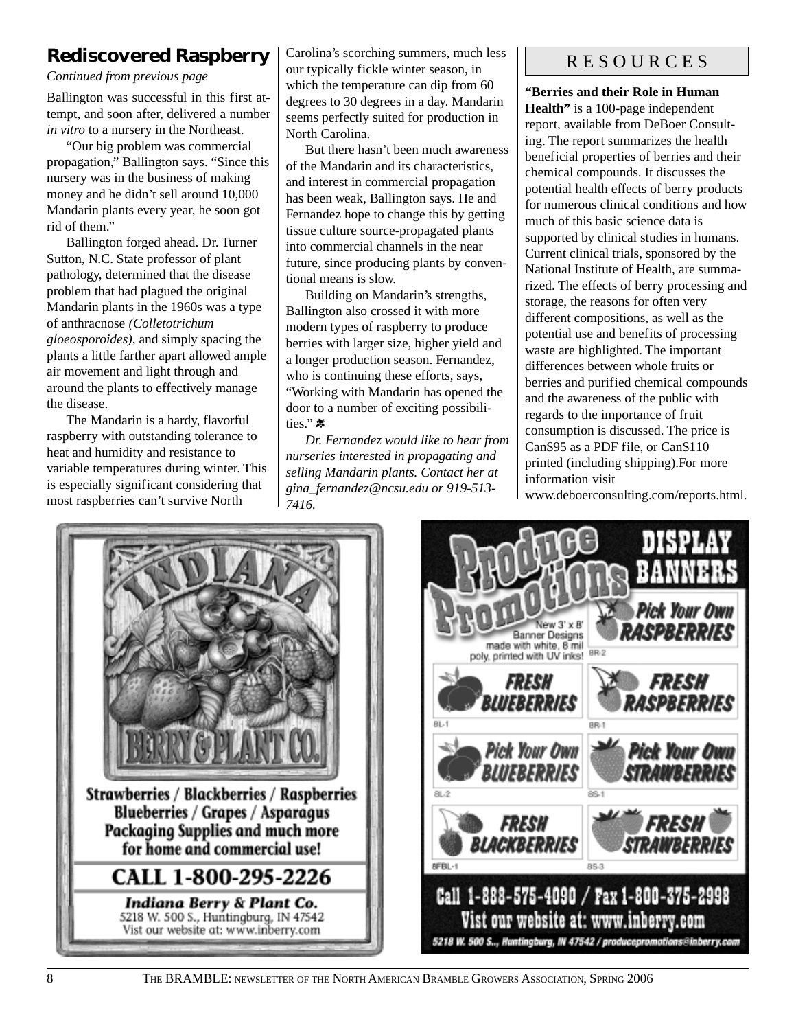## Rediscovered Raspberry

*Continued from previous page*

Ballington was successful in this first attempt, and soon after, delivered a number *in vitro* to a nursery in the Northeast.

"Our big problem was commercial propagation," Ballington says. "Since this nursery was in the business of making money and he didn't sell around 10,000 Mandarin plants every year, he soon got rid of them."

Ballington forged ahead. Dr. Turner Sutton, N.C. State professor of plant pathology, determined that the disease problem that had plagued the original Mandarin plants in the 1960s was a type of anthracnose *(Colletotrichum gloeosporoides)*, and simply spacing the plants a little farther apart allowed ample air movement and light through and around the plants to effectively manage the disease.

The Mandarin is a hardy, flavorful raspberry with outstanding tolerance to heat and humidity and resistance to variable temperatures during winter. This is especially significant considering that most raspberries can't survive North Carolina's scorching summers, much less our typically fickle winter season, in which the temperature can dip from 60 degrees to 30 degrees in a day. Mandarin seems perfectly suited for production in North Carolina.

But there hasn't been much awareness of the Mandarin and its characteristics, and interest in commercial propagation has been weak, Ballington says. He and Fernandez hope to change this by getting tissue culture source-propagated plants into commercial channels in the near future, since producing plants by conventional means is slow.

Building on Mandarin's strengths, Ballington also crossed it with more modern types of raspberry to produce berries with larger size, higher yield and a longer production season. Fernandez, who is continuing these efforts, says, "Working with Mandarin has opened the door to a number of exciting possibilities."

*Dr. Fernandez would like to hear from nurseries interested in propagating and selling Mandarin plants. Contact her at gina_fernandez@ncsu.edu or 919-513-7416.*

## RESOURCES

**"Berries and their Role in Human Health"** is a 100-page independent report, available from DeBoer Consulting. The report summarizes the health beneficial properties of berries and their chemical compounds. It discusses the potential health effects of berry products for numerous clinical conditions and how much of this basic science data is supported by clinical studies in humans. Current clinical trials, sponsored by the National Institute of Health, are summarized. The effects of berry processing and storage, the reasons for often very different compositions, as well as the potential use and benefits of processing waste are highlighted. The important differences between whole fruits or berries and purified chemical compounds and the awareness of the public with regards to the importance of fruit consumption is discussed. The price is Can$95 as a PDF file, or Can$110 printed (including shipping).For more information visit www.deboerconsulting.com/reports.html.

**INDIANA BERRY & PLANT CO.**

Strawberries / Blackberries / Raspberries
Blueberries / Grapes / Asparagus
Packaging Supplies and much more for home and commercial use!

CALL 1-800-295-2226

*Indiana Berry & Plant Co.*
5218 W. 500 S., Huntingburg, IN 47542
Vist our website at: www.inberry.com

**Produce Promotions DISPLAY BANNERS**

New 3' x 8' Banner Designs made with white, 8 mil poly, printed with UV inks!

- Pick Your Own RASPBERRIES (8R-2)
- FRESH BLUEBERRIES (8L-1)
- FRESH RASPBERRIES (8R-1)
- Pick Your Own BLUEBERRIES (8L-2)
- Pick Your Own STRAWBERRIES (8S-1)
- FRESH BLACKBERRIES (8FBL-1)
- FRESH STRAWBERRIES (8S-3)

Call 1-888-575-4090 / Fax 1-800-375-2998
Vist our website at: www.inberry.com
5218 W. 500 S., Huntingburg, IN 47542 / producepromotions@inberry.com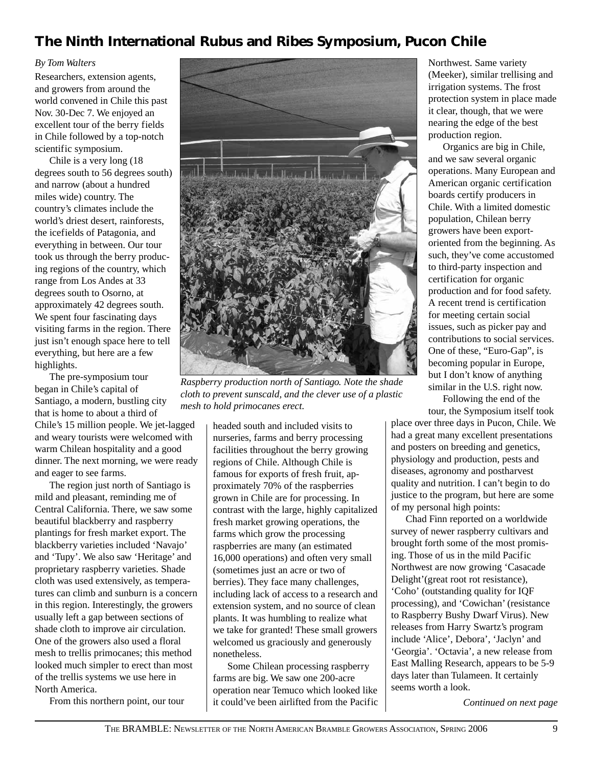# The Ninth International Rubus and Ribes Symposium, Pucon Chile

*By Tom Walters*

Researchers, extension agents, and growers from around the world convened in Chile this past Nov. 30-Dec 7. We enjoyed an excellent tour of the berry fields in Chile followed by a top-notch scientific symposium.

Chile is a very long (18 degrees south to 56 degrees south) and narrow (about a hundred miles wide) country. The country's climates include the world's driest desert, rainforests, the icefields of Patagonia, and everything in between. Our tour took us through the berry producing regions of the country, which range from Los Andes at 33 degrees south to Osorno, at approximately 42 degrees south. We spent four fascinating days visiting farms in the region. There just isn't enough space here to tell everything, but here are a few highlights.

The pre-symposium tour began in Chile's capital of Santiago, a modern, bustling city that is home to about a third of Chile's 15 million people. We jet-lagged and weary tourists were welcomed with warm Chilean hospitality and a good dinner. The next morning, we were ready and eager to see farms.

The region just north of Santiago is mild and pleasant, reminding me of Central California. There, we saw some beautiful blackberry and raspberry plantings for fresh market export. The blackberry varieties included 'Navajo' and 'Tupy'. We also saw 'Heritage' and proprietary raspberry varieties. Shade cloth was used extensively, as temperatures can climb and sunburn is a concern in this region. Interestingly, the growers usually left a gap between sections of shade cloth to improve air circulation. One of the growers also used a floral mesh to trellis primocanes; this method looked much simpler to erect than most of the trellis systems we use here in North America.

*Raspberry production north of Santiago. Note the shade cloth to prevent sunscald, and the clever use of a plastic mesh to hold primocanes erect.*

From this northern point, our tour headed south and included visits to nurseries, farms and berry processing facilities throughout the berry growing regions of Chile. Although Chile is famous for exports of fresh fruit, approximately 70% of the raspberries grown in Chile are for processing. In contrast with the large, highly capitalized fresh market growing operations, the farms which grow the processing raspberries are many (an estimated 16,000 operations) and often very small (sometimes just an acre or two of berries). They face many challenges, including lack of access to a research and extension system, and no source of clean plants. It was humbling to realize what we take for granted! These small growers welcomed us graciously and generously nonetheless.

Some Chilean processing raspberry farms are big. We saw one 200-acre operation near Temuco which looked like it could've been airlifted from the Pacific Northwest. Same variety (Meeker), similar trellising and irrigation systems. The frost protection system in place made it clear, though, that we were nearing the edge of the best production region.

Organics are big in Chile, and we saw several organic operations. Many European and American organic certification boards certify producers in Chile. With a limited domestic population, Chilean berry growers have been export-oriented from the beginning. As such, they've come accustomed to third-party inspection and certification for organic production and for food safety. A recent trend is certification for meeting certain social issues, such as picker pay and contributions to social services. One of these, "Euro-Gap", is becoming popular in Europe, but I don't know of anything similar in the U.S. right now.

Following the end of the tour, the Symposium itself took place over three days in Pucon, Chile. We had a great many excellent presentations and posters on breeding and genetics, physiology and production, pests and diseases, agronomy and postharvest quality and nutrition. I can't begin to do justice to the program, but here are some of my personal high points:

Chad Finn reported on a worldwide survey of newer raspberry cultivars and brought forth some of the most promising. Those of us in the mild Pacific Northwest are now growing 'Casacade Delight'(great root rot resistance), 'Coho' (outstanding quality for IQF processing), and 'Cowichan' (resistance to Raspberry Bushy Dwarf Virus). New releases from Harry Swartz's program include 'Alice', Debora', 'Jaclyn' and 'Georgia'. 'Octavia', a new release from East Malling Research, appears to be 5-9 days later than Tulameen. It certainly seems worth a look.

*Continued on next page*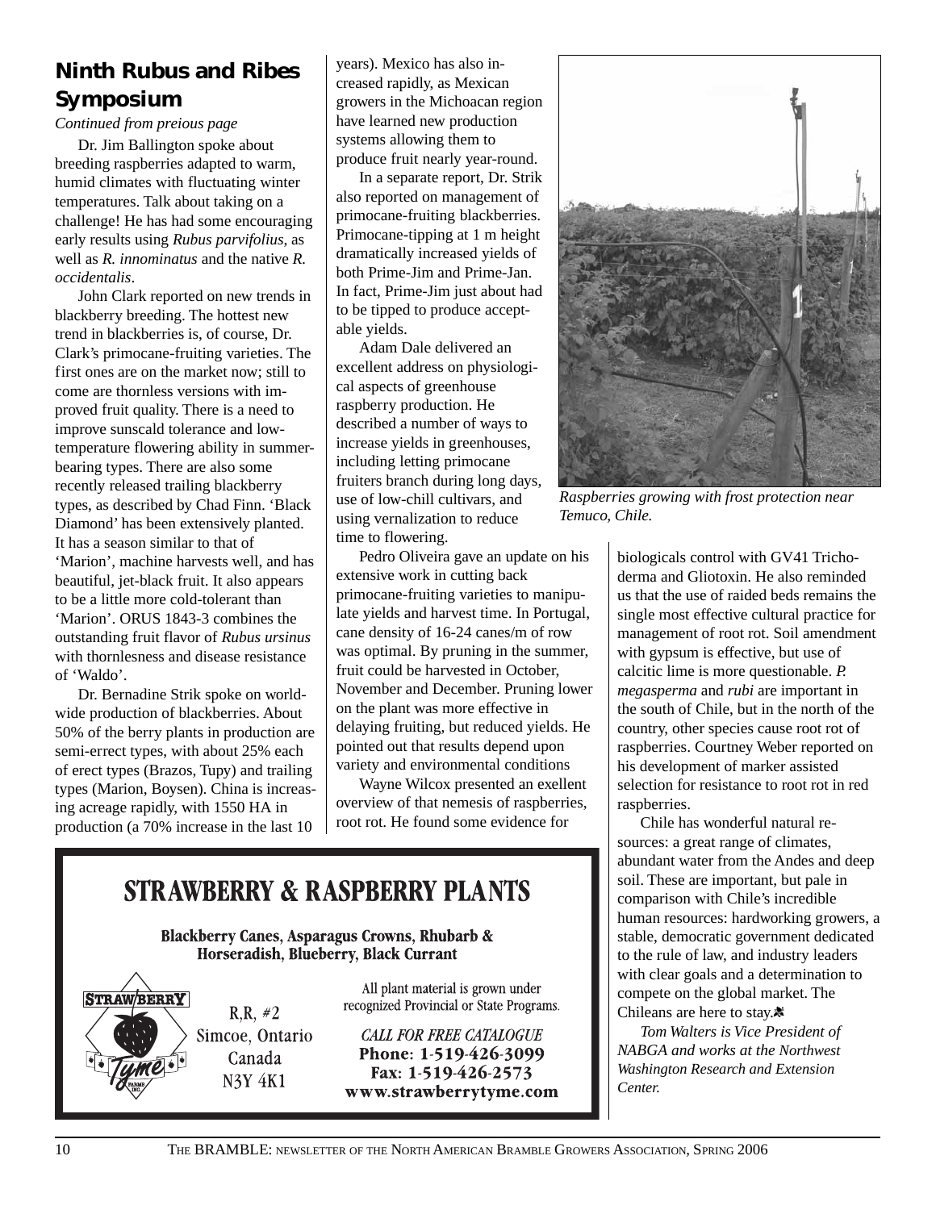## Ninth Rubus and Ribes Symposium

*Continued from preious page*

Dr. Jim Ballington spoke about breeding raspberries adapted to warm, humid climates with fluctuating winter temperatures. Talk about taking on a challenge! He has had some encouraging early results using *Rubus parvifolius*, as well as *R. innominatus* and the native *R. occidentalis*.

John Clark reported on new trends in blackberry breeding. The hottest new trend in blackberries is, of course, Dr. Clark's primocane-fruiting varieties. The first ones are on the market now; still to come are thornless versions with improved fruit quality. There is a need to improve sunscald tolerance and low-temperature flowering ability in summer-bearing types. There are also some recently released trailing blackberry types, as described by Chad Finn. 'Black Diamond' has been extensively planted. It has a season similar to that of 'Marion', machine harvests well, and has beautiful, jet-black fruit. It also appears to be a little more cold-tolerant than 'Marion'. ORUS 1843-3 combines the outstanding fruit flavor of *Rubus ursinus* with thornlesness and disease resistance of 'Waldo'.

Dr. Bernadine Strik spoke on worldwide production of blackberries. About 50% of the berry plants in production are semi-errect types, with about 25% each of erect types (Brazos, Tupy) and trailing types (Marion, Boysen). China is increasing acreage rapidly, with 1550 HA in production (a 70% increase in the last 10 years). Mexico has also increased rapidly, as Mexican growers in the Michoacan region have learned new production systems allowing them to produce fruit nearly year-round.

In a separate report, Dr. Strik also reported on management of primocane-fruiting blackberries. Primocane-tipping at 1 m height dramatically increased yields of both Prime-Jim and Prime-Jan. In fact, Prime-Jim just about had to be tipped to produce acceptable yields.

Adam Dale delivered an excellent address on physiological aspects of greenhouse raspberry production. He described a number of ways to increase yields in greenhouses, including letting primocane fruiters branch during long days, use of low-chill cultivars, and using vernalization to reduce time to flowering.

Pedro Oliveira gave an update on his extensive work in cutting back primocane-fruiting varieties to manipulate yields and harvest time. In Portugal, cane density of 16-24 canes/m of row was optimal. By pruning in the summer, fruit could be harvested in October, November and December. Pruning lower on the plant was more effective in delaying fruiting, but reduced yields. He pointed out that results depend upon variety and environmental conditions

Wayne Wilcox presented an exellent overview of that nemesis of raspberries, root rot. He found some evidence for biologicals control with GV41 Trichoderma and Gliotoxin. He also reminded us that the use of raided beds remains the single most effective cultural practice for management of root rot. Soil amendment with gypsum is effective, but use of calcitic lime is more questionable. *P. megasperma* and *rubi* are important in the south of Chile, but in the north of the country, other species cause root rot of raspberries. Courtney Weber reported on his development of marker assisted selection for resistance to root rot in red raspberries.

*Raspberries growing with frost protection near Temuco, Chile.*

Chile has wonderful natural resources: a great range of climates, abundant water from the Andes and deep soil. These are important, but pale in comparison with Chile's incredible human resources: hardworking growers, a stable, democratic government dedicated to the rule of law, and industry leaders with clear goals and a determination to compete on the global market. The Chileans are here to stay.

*Tom Walters is Vice President of NABGA and works at the Northwest Washington Research and Extension Center.*

---

**STRAWBERRY & RASPBERRY PLANTS**

**Blackberry Canes, Asparagus Crowns, Rhubarb & Horseradish, Blueberry, Black Currant**

STRAWBERRY Tyme FARMS INC.

R.R. #2
Simcoe, Ontario
Canada
N3Y 4K1

All plant material is grown under recognized Provincial or State Programs.

*CALL FOR FREE CATALOGUE*
**Phone: 1-519-426-3099**
**Fax: 1-519-426-2573**
**www.strawberrytyme.com**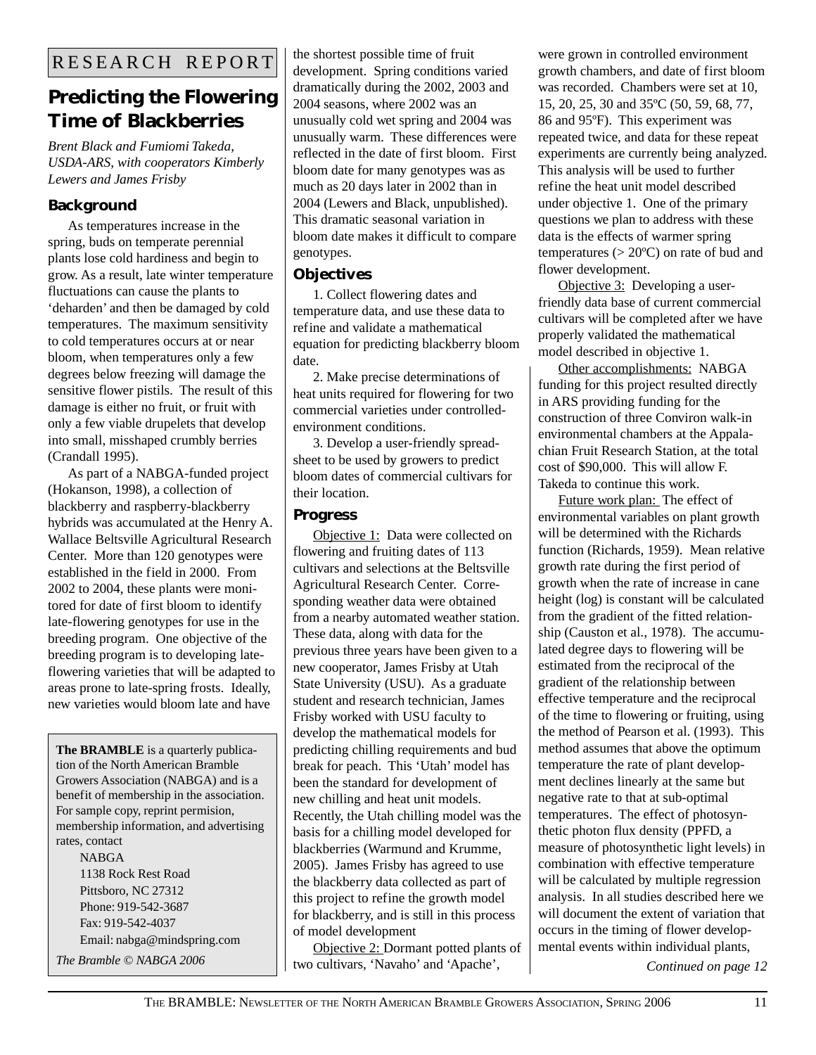RESEARCH REPORT

# Predicting the Flowering Time of Blackberries

*Brent Black and Fumiomi Takeda, USDA-ARS, with cooperators Kimberly Lewers and James Frisby*

## Background

As temperatures increase in the spring, buds on temperate perennial plants lose cold hardiness and begin to grow. As a result, late winter temperature fluctuations can cause the plants to 'deharden' and then be damaged by cold temperatures. The maximum sensitivity to cold temperatures occurs at or near bloom, when temperatures only a few degrees below freezing will damage the sensitive flower pistils. The result of this damage is either no fruit, or fruit with only a few viable drupelets that develop into small, misshaped crumbly berries (Crandall 1995).

As part of a NABGA-funded project (Hokanson, 1998), a collection of blackberry and raspberry-blackberry hybrids was accumulated at the Henry A. Wallace Beltsville Agricultural Research Center. More than 120 genotypes were established in the field in 2000. From 2002 to 2004, these plants were monitored for date of first bloom to identify late-flowering genotypes for use in the breeding program. One objective of the breeding program is to developing late-flowering varieties that will be adapted to areas prone to late-spring frosts. Ideally, new varieties would bloom late and have the shortest possible time of fruit development. Spring conditions varied dramatically during the 2002, 2003 and 2004 seasons, where 2002 was an unusually cold wet spring and 2004 was unusually warm. These differences were reflected in the date of first bloom. First bloom date for many genotypes was as much as 20 days later in 2002 than in 2004 (Lewers and Black, unpublished). This dramatic seasonal variation in bloom date makes it difficult to compare genotypes.

## Objectives

1. Collect flowering dates and temperature data, and use these data to refine and validate a mathematical equation for predicting blackberry bloom date.

2. Make precise determinations of heat units required for flowering for two commercial varieties under controlled-environment conditions.

3. Develop a user-friendly spreadsheet to be used by growers to predict bloom dates of commercial cultivars for their location.

## Progress

Objective 1: Data were collected on flowering and fruiting dates of 113 cultivars and selections at the Beltsville Agricultural Research Center. Corresponding weather data were obtained from a nearby automated weather station. These data, along with data for the previous three years have been given to a new cooperator, James Frisby at Utah State University (USU). As a graduate student and research technician, James Frisby worked with USU faculty to develop the mathematical models for predicting chilling requirements and bud break for peach. This 'Utah' model has been the standard for development of new chilling and heat unit models. Recently, the Utah chilling model was the basis for a chilling model developed for blackberries (Warmund and Krumme, 2005). James Frisby has agreed to use the blackberry data collected as part of this project to refine the growth model for blackberry, and is still in this process of model development

Objective 2: Dormant potted plants of two cultivars, 'Navaho' and 'Apache', were grown in controlled environment growth chambers, and date of first bloom was recorded. Chambers were set at 10, 15, 20, 25, 30 and 35ºC (50, 59, 68, 77, 86 and 95ºF). This experiment was repeated twice, and data for these repeat experiments are currently being analyzed. This analysis will be used to further refine the heat unit model described under objective 1. One of the primary questions we plan to address with these data is the effects of warmer spring temperatures (> 20ºC) on rate of bud and flower development.

Objective 3: Developing a user-friendly data base of current commercial cultivars will be completed after we have properly validated the mathematical model described in objective 1.

Other accomplishments: NABGA funding for this project resulted directly in ARS providing funding for the construction of three Conviron walk-in environmental chambers at the Appalachian Fruit Research Station, at the total cost of $90,000. This will allow F. Takeda to continue this work.

Future work plan: The effect of environmental variables on plant growth will be determined with the Richards function (Richards, 1959). Mean relative growth rate during the first period of growth when the rate of increase in cane height (log) is constant will be calculated from the gradient of the fitted relationship (Causton et al., 1978). The accumulated degree days to flowering will be estimated from the reciprocal of the gradient of the relationship between effective temperature and the reciprocal of the time to flowering or fruiting, using the method of Pearson et al. (1993). This method assumes that above the optimum temperature the rate of plant development declines linearly at the same but negative rate to that at sub-optimal temperatures. The effect of photosynthetic photon flux density (PPFD, a measure of photosynthetic light levels) in combination with effective temperature will be calculated by multiple regression analysis. In all studies described here we will document the extent of variation that occurs in the timing of flower developmental events within individual plants,

*Continued on page 12*

---

**The BRAMBLE** is a quarterly publication of the North American Bramble Growers Association (NABGA) and is a benefit of membership in the association. For sample copy, reprint permision, membership information, and advertising rates, contact

NABGA
1138 Rock Rest Road
Pittsboro, NC 27312
Phone: 919-542-3687
Fax: 919-542-4037
Email: nabga@mindspring.com

*The Bramble © NABGA 2006*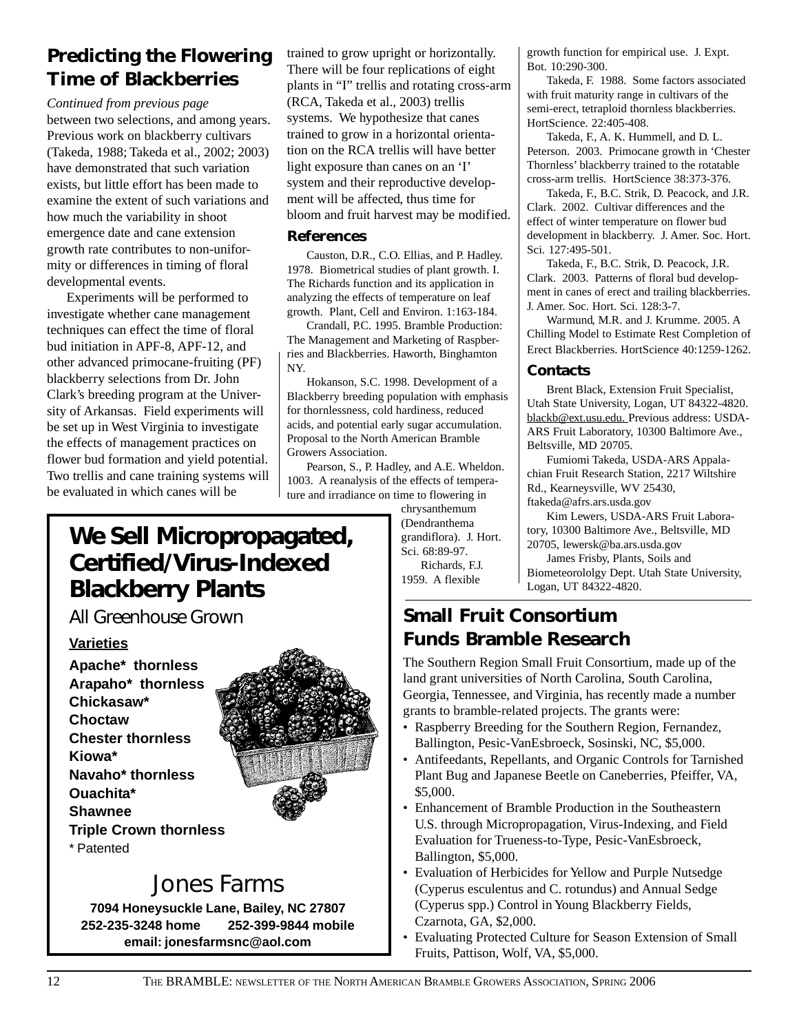## Predicting the Flowering Time of Blackberries

*Continued from previous page*

between two selections, and among years. Previous work on blackberry cultivars (Takeda, 1988; Takeda et al., 2002; 2003) have demonstrated that such variation exists, but little effort has been made to examine the extent of such variations and how much the variability in shoot emergence date and cane extension growth rate contributes to non-uniformity or differences in timing of floral developmental events.

Experiments will be performed to investigate whether cane management techniques can effect the time of floral bud initiation in APF-8, APF-12, and other advanced primocane-fruiting (PF) blackberry selections from Dr. John Clark's breeding program at the University of Arkansas. Field experiments will be set up in West Virginia to investigate the effects of management practices on flower bud formation and yield potential. Two trellis and cane training systems will be evaluated in which canes will be trained to grow upright or horizontally. There will be four replications of eight plants in "I" trellis and rotating cross-arm (RCA, Takeda et al., 2003) trellis systems. We hypothesize that canes trained to grow in a horizontal orientation on the RCA trellis will have better light exposure than canes on an 'I' system and their reproductive development will be affected, thus time for bloom and fruit harvest may be modified.

### References

Causton, D.R., C.O. Ellias, and P. Hadley. 1978. Biometrical studies of plant growth. I. The Richards function and its application in analyzing the effects of temperature on leaf growth. Plant, Cell and Environ. 1:163-184.

Crandall, P.C. 1995. Bramble Production: The Management and Marketing of Raspberries and Blackberries. Haworth, Binghamton NY.

Hokanson, S.C. 1998. Development of a Blackberry breeding population with emphasis for thornlessness, cold hardiness, reduced acids, and potential early sugar accumulation. Proposal to the North American Bramble Growers Association.

Pearson, S., P. Hadley, and A.E. Wheldon. 1003. A reanalysis of the effects of temperature and irradiance on time to flowering in chrysanthemum (Dendranthema grandiflora). J. Hort. Sci. 68:89-97.

Richards, F.J. 1959. A flexible growth function for empirical use. J. Expt. Bot. 10:290-300.

Takeda, F. 1988. Some factors associated with fruit maturity range in cultivars of the semi-erect, tetraploid thornless blackberries. HortScience. 22:405-408.

Takeda, F., A. K. Hummell, and D. L. Peterson. 2003. Primocane growth in 'Chester Thornless' blackberry trained to the rotatable cross-arm trellis. HortScience 38:373-376.

Takeda, F., B.C. Strik, D. Peacock, and J.R. Clark. 2002. Cultivar differences and the effect of winter temperature on flower bud development in blackberry. J. Amer. Soc. Hort. Sci. 127:495-501.

Takeda, F., B.C. Strik, D. Peacock, J.R. Clark. 2003. Patterns of floral bud development in canes of erect and trailing blackberries. J. Amer. Soc. Hort. Sci. 128:3-7.

Warmund, M.R. and J. Krumme. 2005. A Chilling Model to Estimate Rest Completion of Erect Blackberries. HortScience 40:1259-1262.

### Contacts

Brent Black, Extension Fruit Specialist, Utah State University, Logan, UT 84322-4820. blackb@ext.usu.edu. Previous address: USDA-ARS Fruit Laboratory, 10300 Baltimore Ave., Beltsville, MD 20705.

Fumiomi Takeda, USDA-ARS Appalachian Fruit Research Station, 2217 Wiltshire Rd., Kearneysville, WV 25430, ftakeda@afrs.ars.usda.gov

Kim Lewers, USDA-ARS Fruit Laboratory, 10300 Baltimore Ave., Beltsville, MD 20705, lewersk@ba.ars.usda.gov

James Frisby, Plants, Soils and Biometeorololgy Dept. Utah State University, Logan, UT 84322-4820.

## We Sell Micropropagated, Certified/Virus-Indexed Blackberry Plants

All Greenhouse Grown

**Varieties**

**Apache* thornless**
**Arapaho* thornless**
**Chickasaw***
**Choctaw**
**Chester thornless**
**Kiowa***
**Navaho* thornless**
**Ouachita***
**Shawnee**
**Triple Crown thornless**
* Patented

Jones Farms

**7094 Honeysuckle Lane, Bailey, NC 27807**
**252-235-3248 home 252-399-9844 mobile**
**email: jonesfarmsnc@aol.com**

## Small Fruit Consortium Funds Bramble Research

The Southern Region Small Fruit Consortium, made up of the land grant universities of North Carolina, South Carolina, Georgia, Tennessee, and Virginia, has recently made a number grants to bramble-related projects. The grants were:

- Raspberry Breeding for the Southern Region, Fernandez, Ballington, Pesic-VanEsbroeck, Sosinski, NC, $5,000.
- Antifeedants, Repellants, and Organic Controls for Tarnished Plant Bug and Japanese Beetle on Caneberries, Pfeiffer, VA, $5,000.
- Enhancement of Bramble Production in the Southeastern U.S. through Micropropagation, Virus-Indexing, and Field Evaluation for Trueness-to-Type, Pesic-VanEsbroeck, Ballington, $5,000.
- Evaluation of Herbicides for Yellow and Purple Nutsedge (Cyperus esculentus and C. rotundus) and Annual Sedge (Cyperus spp.) Control in Young Blackberry Fields, Czarnota, GA, $2,000.
- Evaluating Protected Culture for Season Extension of Small Fruits, Pattison, Wolf, VA, $5,000.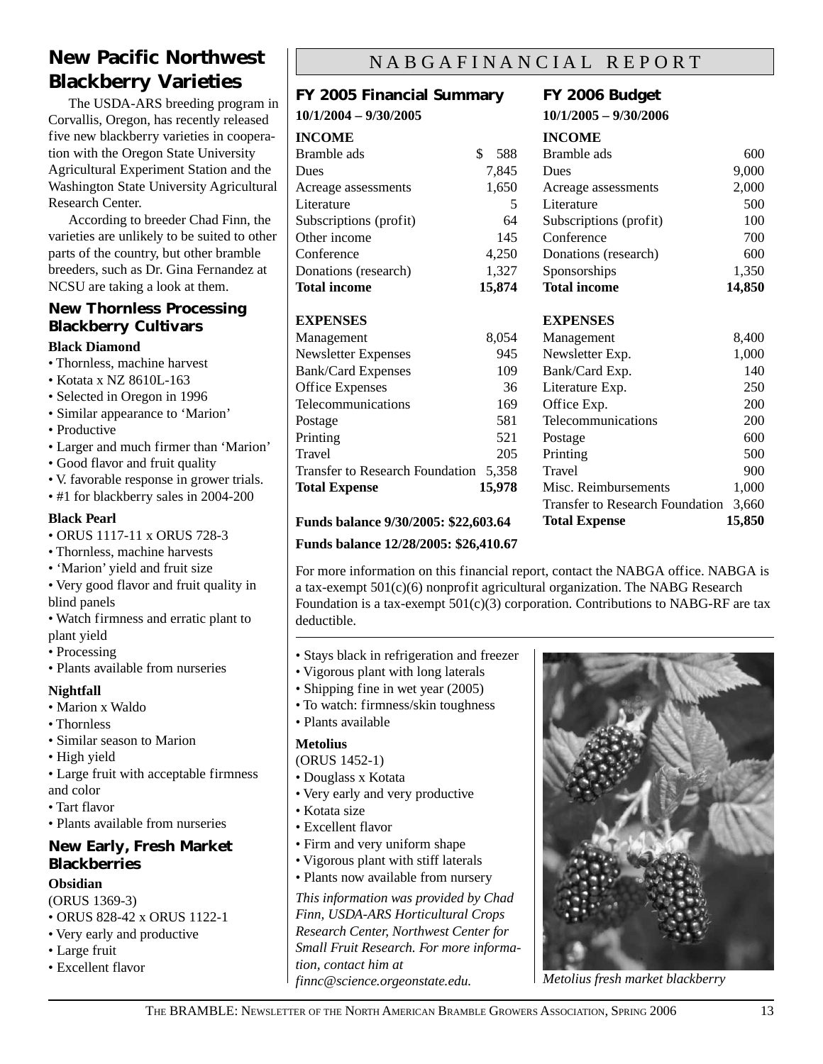# New Pacific Northwest Blackberry Varieties

The USDA-ARS breeding program in Corvallis, Oregon, has recently released five new blackberry varieties in cooperation with the Oregon State University Agricultural Experiment Station and the Washington State University Agricultural Research Center.

According to breeder Chad Finn, the varieties are unlikely to be suited to other parts of the country, but other bramble breeders, such as Dr. Gina Fernandez at NCSU are taking a look at them.

## New Thornless Processing Blackberry Cultivars

**Black Diamond**

- Thornless, machine harvest
- Kotata x NZ 8610L-163
- Selected in Oregon in 1996
- Similar appearance to 'Marion'
- Productive
- Larger and much firmer than 'Marion'
- Good flavor and fruit quality
- V. favorable response in grower trials.
- #1 for blackberry sales in 2004-200

**Black Pearl**

- ORUS 1117-11 x ORUS 728-3
- Thornless, machine harvests
- 'Marion' yield and fruit size
- Very good flavor and fruit quality in blind panels
- Watch firmness and erratic plant to plant yield
- Processing
- Plants available from nurseries

**Nightfall**

- Marion x Waldo
- Thornless
- Similar season to Marion
- High yield
- Large fruit with acceptable firmness and color
- Tart flavor
- Plants available from nurseries

## New Early, Fresh Market Blackberries

**Obsidian**

(ORUS 1369-3)

- ORUS 828-42 x ORUS 1122-1
- Very early and productive
- Large fruit
- Excellent flavor
- Stays black in refrigeration and freezer
- Vigorous plant with long laterals
- Shipping fine in wet year (2005)
- To watch: firmness/skin toughness
- Plants available

**Metolius**

(ORUS 1452-1)

- Douglass x Kotata
- Very early and very productive
- Kotata size
- Excellent flavor
- Firm and very uniform shape
- Vigorous plant with stiff laterals
- Plants now available from nursery

*This information was provided by Chad Finn, USDA-ARS Horticultural Crops Research Center, Northwest Center for Small Fruit Research. For more information, contact him at finnc@science.orgeonstate.edu.*

*Metolius fresh market blackberry*

# NABGA FINANCIAL REPORT

## FY 2005 Financial Summary

**10/1/2004 – 9/30/2005**

| **INCOME** | |
|---|---|
| Bramble ads | $ 588 |
| Dues | 7,845 |
| Acreage assessments | 1,650 |
| Literature | 5 |
| Subscriptions (profit) | 64 |
| Other income | 145 |
| Conference | 4,250 |
| Donations (research) | 1,327 |
| **Total income** | **15,874** |
| **EXPENSES** | |
| Management | 8,054 |
| Newsletter Expenses | 945 |
| Bank/Card Expenses | 109 |
| Office Expenses | 36 |
| Telecommunications | 169 |
| Postage | 581 |
| Printing | 521 |
| Travel | 205 |
| Transfer to Research Foundation | 5,358 |
| **Total Expense** | **15,978** |

**Funds balance 9/30/2005: $22,603.64**

**Funds balance 12/28/2005: $26,410.67**

## FY 2006 Budget

**10/1/2005 – 9/30/2006**

| **INCOME** | |
|---|---|
| Bramble ads | 600 |
| Dues | 9,000 |
| Acreage assessments | 2,000 |
| Literature | 500 |
| Subscriptions (profit) | 100 |
| Conference | 700 |
| Donations (research) | 600 |
| Sponsorships | 1,350 |
| **Total income** | **14,850** |
| **EXPENSES** | |
| Management | 8,400 |
| Newsletter Exp. | 1,000 |
| Bank/Card Exp. | 140 |
| Literature Exp. | 250 |
| Office Exp. | 200 |
| Telecommunications | 200 |
| Postage | 600 |
| Printing | 500 |
| Travel | 900 |
| Misc. Reimbursements | 1,000 |
| Transfer to Research Foundation | 3,660 |
| **Total Expense** | **15,850** |

For more information on this financial report, contact the NABGA office. NABGA is a tax-exempt 501(c)(6) nonprofit agricultural organization. The NABG Research Foundation is a tax-exempt 501(c)(3) corporation. Contributions to NABG-RF are tax deductible.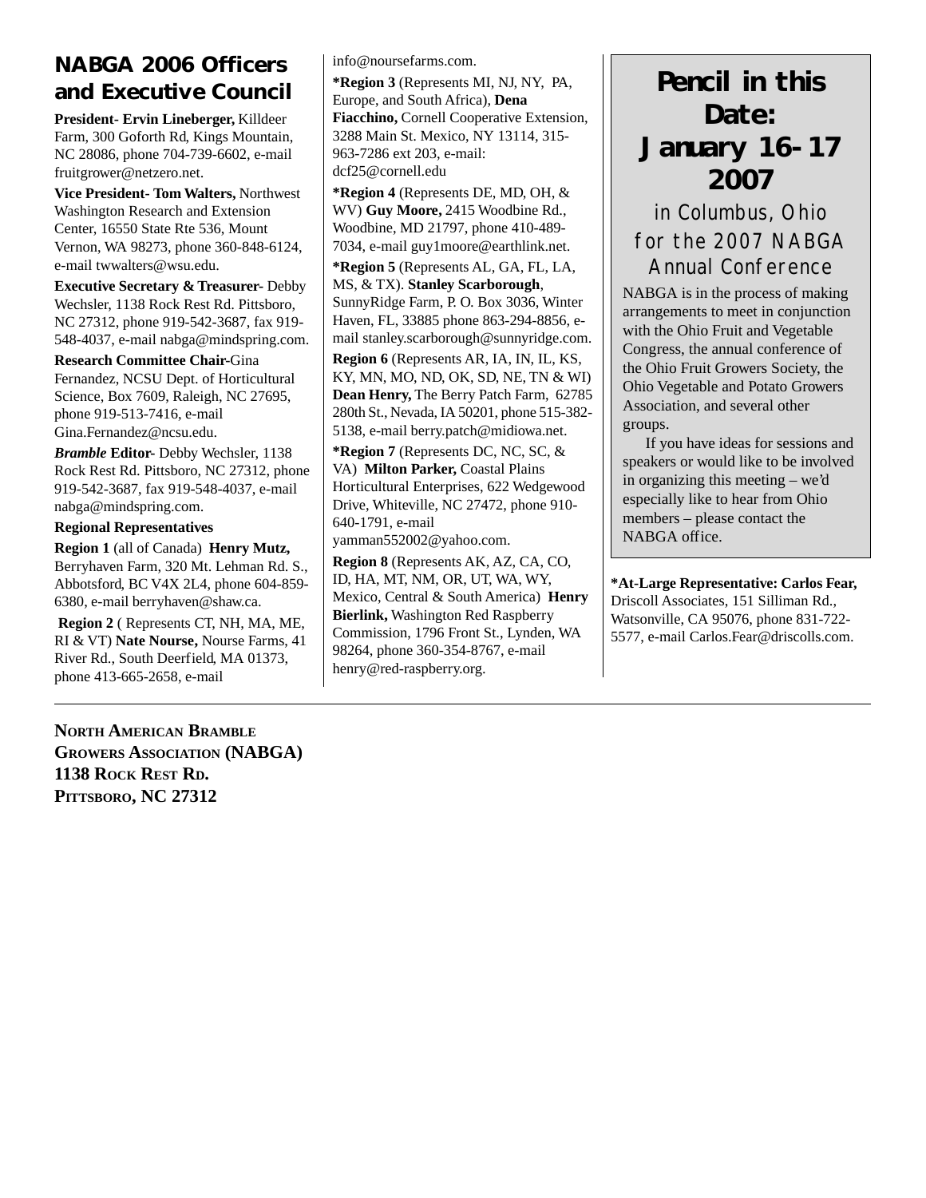## NABGA 2006 Officers and Executive Council

**President- Ervin Lineberger,** Killdeer Farm, 300 Goforth Rd, Kings Mountain, NC 28086, phone 704-739-6602, e-mail fruitgrower@netzero.net.

**Vice President- Tom Walters,** Northwest Washington Research and Extension Center, 16550 State Rte 536, Mount Vernon, WA 98273, phone 360-848-6124, e-mail twwalters@wsu.edu.

**Executive Secretary & Treasurer-** Debby Wechsler, 1138 Rock Rest Rd. Pittsboro, NC 27312, phone 919-542-3687, fax 919-548-4037, e-mail nabga@mindspring.com.

**Research Committee Chair-**Gina Fernandez, NCSU Dept. of Horticultural Science, Box 7609, Raleigh, NC 27695, phone 919-513-7416, e-mail Gina.Fernandez@ncsu.edu.

***Bramble* Editor-** Debby Wechsler, 1138 Rock Rest Rd. Pittsboro, NC 27312, phone 919-542-3687, fax 919-548-4037, e-mail nabga@mindspring.com.

**Regional Representatives**

**Region 1** (all of Canada) **Henry Mutz,** Berryhaven Farm, 320 Mt. Lehman Rd. S., Abbotsford, BC V4X 2L4, phone 604-859-6380, e-mail berryhaven@shaw.ca.

**Region 2** ( Represents CT, NH, MA, ME, RI & VT) **Nate Nourse,** Nourse Farms, 41 River Rd., South Deerfield, MA 01373, phone 413-665-2658, e-mail info@noursefarms.com.

***Region 3** (Represents MI, NJ, NY, PA, Europe, and South Africa), **Dena Fiacchino,** Cornell Cooperative Extension, 3288 Main St. Mexico, NY 13114, 315-963-7286 ext 203, e-mail: dcf25@cornell.edu

***Region 4** (Represents DE, MD, OH, & WV) **Guy Moore,** 2415 Woodbine Rd., Woodbine, MD 21797, phone 410-489-7034, e-mail guy1moore@earthlink.net.

***Region 5** (Represents AL, GA, FL, LA, MS, & TX). **Stanley Scarborough**, SunnyRidge Farm, P. O. Box 3036, Winter Haven, FL, 33885 phone 863-294-8856, e-mail stanley.scarborough@sunnyridge.com.

**Region 6** (Represents AR, IA, IN, IL, KS, KY, MN, MO, ND, OK, SD, NE, TN & WI) **Dean Henry,** The Berry Patch Farm, 62785 280th St., Nevada, IA 50201, phone 515-382-5138, e-mail berry.patch@midiowa.net.

***Region 7** (Represents DC, NC, SC, & VA) **Milton Parker,** Coastal Plains Horticultural Enterprises, 622 Wedgewood Drive, Whiteville, NC 27472, phone 910-640-1791, e-mail yamman552002@yahoo.com.

**Region 8** (Represents AK, AZ, CA, CO, ID, HA, MT, NM, OR, UT, WA, WY, Mexico, Central & South America) **Henry Bierlink,** Washington Red Raspberry Commission, 1796 Front St., Lynden, WA 98264, phone 360-354-8767, e-mail henry@red-raspberry.org.

***At-Large Representative: Carlos Fear,** Driscoll Associates, 151 Silliman Rd., Watsonville, CA 95076, phone 831-722-5577, e-mail Carlos.Fear@driscolls.com.

## Pencil in this Date: January 16-17 2007

### in Columbus, Ohio for the 2007 NABGA Annual Conference

NABGA is in the process of making arrangements to meet in conjunction with the Ohio Fruit and Vegetable Congress, the annual conference of the Ohio Fruit Growers Society, the Ohio Vegetable and Potato Growers Association, and several other groups.

If you have ideas for sessions and speakers or would like to be involved in organizing this meeting – we'd especially like to hear from Ohio members – please contact the NABGA office.

---

**North American Bramble Growers Association (NABGA)**
**1138 Rock Rest Rd.**
**Pittsboro, NC 27312**